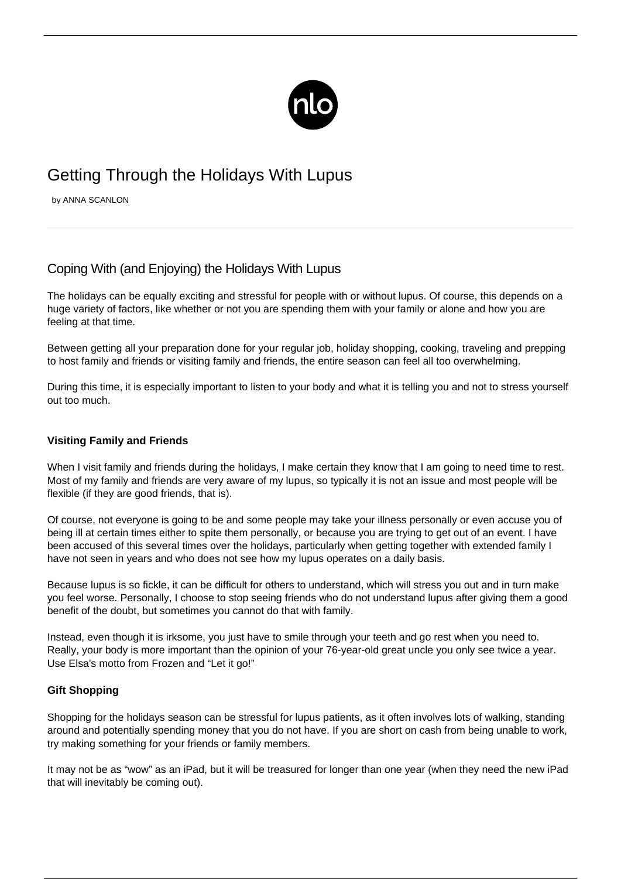# Getting Through the Holidays With Lupus

by ANNA SCANLON

## Coping With (and Enjoying) the Holidays With Lupus

The holidays can be equally exciting and stressful for people with or without lupus. Of course, this depends on a huge variety of factors, like whether or not you are spending them with your family or alone and how you are feeling at that time.

Between getting all your preparation done for your regular job, holiday shopping, cooking, traveling and prepping to host family and friends or visiting family and friends, the entire season can feel all too overwhelming.

During this time, it is especially important to listen to your body and what it is telling you and not to stress yourself out too much.

### Visiting Family and Friends

When I visit family and friends during the holidays, I make certain they know that I am going to need time to rest. Most of my family and friends are very aware of my lupus, so typically it is not an issue and most people will be flexible (if they are good friends, that is).

Of course, not everyone is going to be and some people may take your illness personally or even accuse you of being ill at certain times either to spite them personally, or because you are trying to get out of an event. I have been accused of this several times over the holidays, particularly when getting together with extended family I have not seen in years and who does not see how my lupus operates on a daily basis.

Because lupus is so fickle, it can be difficult for others to understand, which will stress you out and in turn make you feel worse. Personally, I choose to stop seeing friends who do not understand lupus after giving them a good benefit of the doubt, but sometimes you cannot do that with family.

Instead, even though it is irksome, you just have to smile through your teeth and go rest when you need to. Really, your body is more important than the opinion of your 76-year-old great uncle you only see twice a year. Use Elsa's motto from Frozen and "Let it go!"

### Gift Shopping

Shopping for the holidays season can be stressful for lupus patients, as it often involves lots of walking, standing around and potentially spending money that you do not have. If you are short on cash from being unable to work, try making something for your friends or family members.

It may not be as "wow" as an iPad, but it will be treasured for longer than one year (when they need the new iPad that will inevitably be coming out).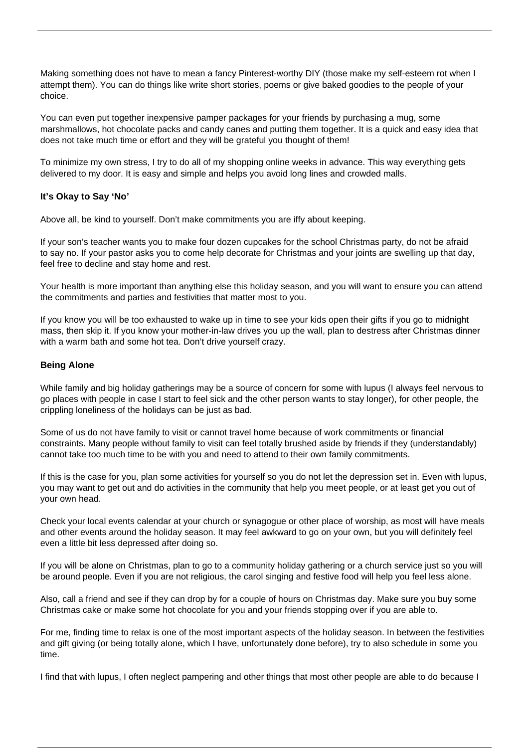Making something does not have to mean a fancy Pinterest-worthy DIY (those make my self-esteem rot when I attempt them). You can do things like write short stories, poems or give baked goodies to the people of your choice.

You can even put together inexpensive pamper packages for your friends by purchasing a mug, some marshmallows, hot chocolate packs and candy canes and putting them together. It is a quick and easy idea that does not take much time or effort and they will be grateful you thought of them!

To minimize my own stress, I try to do all of my shopping online weeks in advance. This way everything gets delivered to my door. It is easy and simple and helps you avoid long lines and crowded malls.

**It's Okay to Say 'No'**

Above all, be kind to yourself. Don't make commitments you are iffy about keeping.

If your son's teacher wants you to make four dozen cupcakes for the school Christmas party, do not be afraid to say no. If your pastor asks you to come help decorate for Christmas and your joints are swelling up that day, feel free to decline and stay home and rest.

Your health is more important than anything else this holiday season, and you will want to ensure you can attend the commitments and parties and festivities that matter most to you.

If you know you will be too exhausted to wake up in time to see your kids open their gifts if you go to midnight mass, then skip it. If you know your mother-in-law drives you up the wall, plan to destress after Christmas dinner with a warm bath and some hot tea. Don't drive yourself crazy.

**Being Alone**

While family and big holiday gatherings may be a source of concern for some with lupus (I always feel nervous to go places with people in case I start to feel sick and the other person wants to stay longer), for other people, the crippling loneliness of the holidays can be just as bad.

Some of us do not have family to visit or cannot travel home because of work commitments or financial constraints. Many people without family to visit can feel totally brushed aside by friends if they (understandably) cannot take too much time to be with you and need to attend to their own family commitments.

If this is the case for you, plan some activities for yourself so you do not let the depression set in. Even with lupus, you may want to get out and do activities in the community that help you meet people, or at least get you out of your own head.

Check your local events calendar at your church or synagogue or other place of worship, as most will have meals and other events around the holiday season. It may feel awkward to go on your own, but you will definitely feel even a little bit less depressed after doing so.

If you will be alone on Christmas, plan to go to a community holiday gathering or a church service just so you will be around people. Even if you are not religious, the carol singing and festive food will help you feel less alone.

Also, call a friend and see if they can drop by for a couple of hours on Christmas day. Make sure you buy some Christmas cake or make some hot chocolate for you and your friends stopping over if you are able to.

For me, finding time to relax is one of the most important aspects of the holiday season. In between the festivities and gift giving (or being totally alone, which I have, unfortunately done before), try to also schedule in some you time.

I find that with lupus, I often neglect pampering and other things that most other people are able to do because I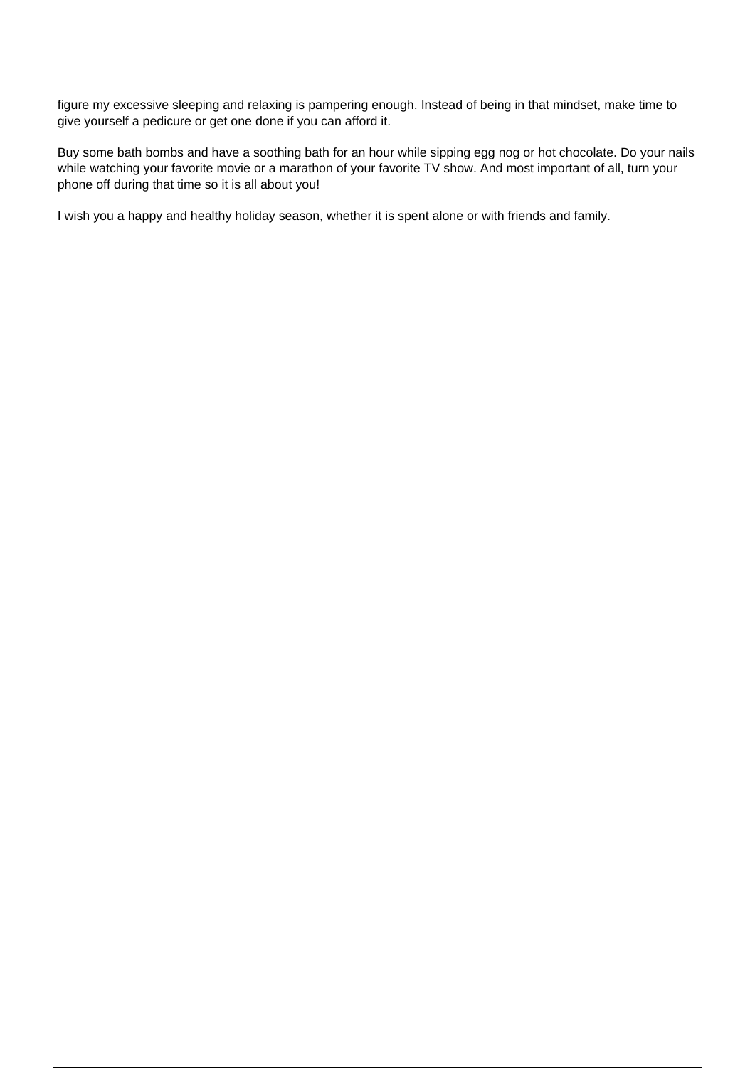figure my excessive sleeping and relaxing is pampering enough. Instead of being in that mindset, make time to give yourself a pedicure or get one done if you can afford it.

Buy some bath bombs and have a soothing bath for an hour while sipping egg nog or hot chocolate. Do your nails while watching your favorite movie or a marathon of your favorite TV show. And most important of all, turn your phone off during that time so it is all about you!

I wish you a happy and healthy holiday season, whether it is spent alone or with friends and family.